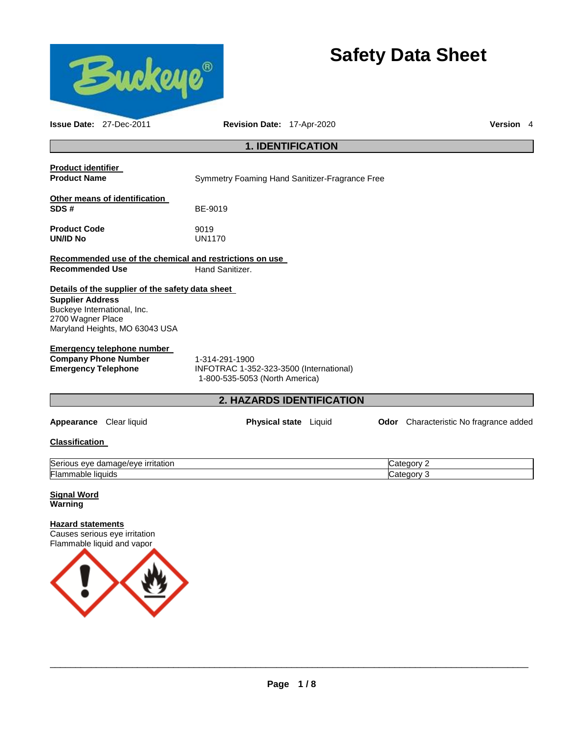# Safety Data Sheet

**Issue Date:** 27-Dec-2011 **Revision Date:** 17-Apr-2020 **Version** 4

## 1. IDENTIFICATION

**Product identifier**

**Product Name** Symmetry Foaming Hand Sanitizer-Fragrance Free

**Other means of identification**

**SDS #** BE-9019

**Product Code** 9019

**UN/ID No** UN1170

**Recommended use of the chemical and restrictions on use**

**Recommended Use** Hand Sanitizer.

**Details of the supplier of the safety data sheet**

**Supplier Address**
Buckeye International, Inc.
2700 Wagner Place
Maryland Heights, MO 63043 USA

**Emergency telephone number**

**Company Phone Number** 1-314-291-1900

**Emergency Telephone** INFOTRAC 1-352-323-3500 (International)
1-800-535-5053 (North America)

## 2. HAZARDS IDENTIFICATION

**Appearance** Clear liquid **Physical state** Liquid **Odor** Characteristic No fragrance added

**Classification**

| | |
|---|---|
| Serious eye damage/eye irritation | Category 2 |
| Flammable liquids | Category 3 |

**Signal Word**
**Warning**

**Hazard statements**
Causes serious eye irritation
Flammable liquid and vapor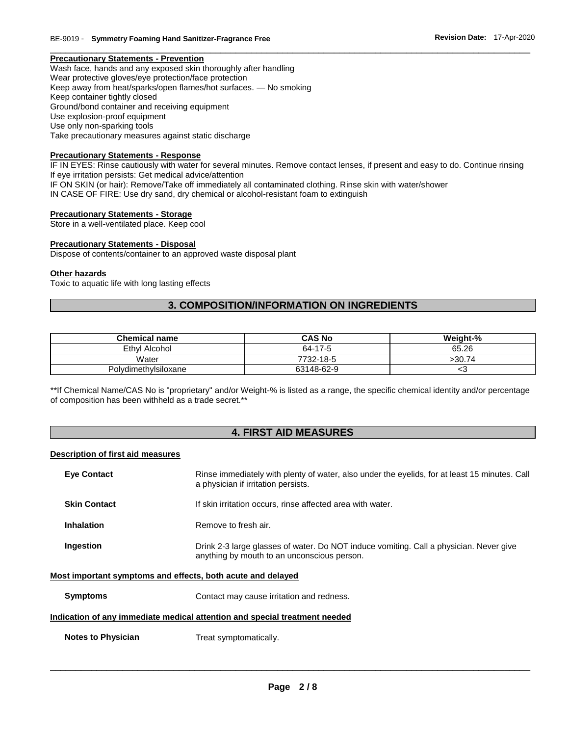#### Precautionary Statements - Prevention

Wash face, hands and any exposed skin thoroughly after handling
Wear protective gloves/eye protection/face protection
Keep away from heat/sparks/open flames/hot surfaces. — No smoking
Keep container tightly closed
Ground/bond container and receiving equipment
Use explosion-proof equipment
Use only non-sparking tools
Take precautionary measures against static discharge

#### Precautionary Statements - Response

IF IN EYES: Rinse cautiously with water for several minutes. Remove contact lenses, if present and easy to do. Continue rinsing
If eye irritation persists: Get medical advice/attention
IF ON SKIN (or hair): Remove/Take off immediately all contaminated clothing. Rinse skin with water/shower
IN CASE OF FIRE: Use dry sand, dry chemical or alcohol-resistant foam to extinguish

#### Precautionary Statements - Storage

Store in a well-ventilated place. Keep cool

#### Precautionary Statements - Disposal

Dispose of contents/container to an approved waste disposal plant

#### Other hazards

Toxic to aquatic life with long lasting effects

## 3. COMPOSITION/INFORMATION ON INGREDIENTS

| Chemical name | CAS No | Weight-% |
|---|---|---|
| Ethyl Alcohol | 64-17-5 | 65.26 |
| Water | 7732-18-5 | >30.74 |
| Polydimethylsiloxane | 63148-62-9 | <3 |

**If Chemical Name/CAS No is "proprietary" and/or Weight-% is listed as a range, the specific chemical identity and/or percentage of composition has been withheld as a trade secret.**

## 4. FIRST AID MEASURES

#### Description of first aid measures

**Eye Contact** Rinse immediately with plenty of water, also under the eyelids, for at least 15 minutes. Call a physician if irritation persists.

**Skin Contact** If skin irritation occurs, rinse affected area with water.

**Inhalation** Remove to fresh air.

**Ingestion** Drink 2-3 large glasses of water. Do NOT induce vomiting. Call a physician. Never give anything by mouth to an unconscious person.

#### Most important symptoms and effects, both acute and delayed

**Symptoms** Contact may cause irritation and redness.

#### Indication of any immediate medical attention and special treatment needed

**Notes to Physician** Treat symptomatically.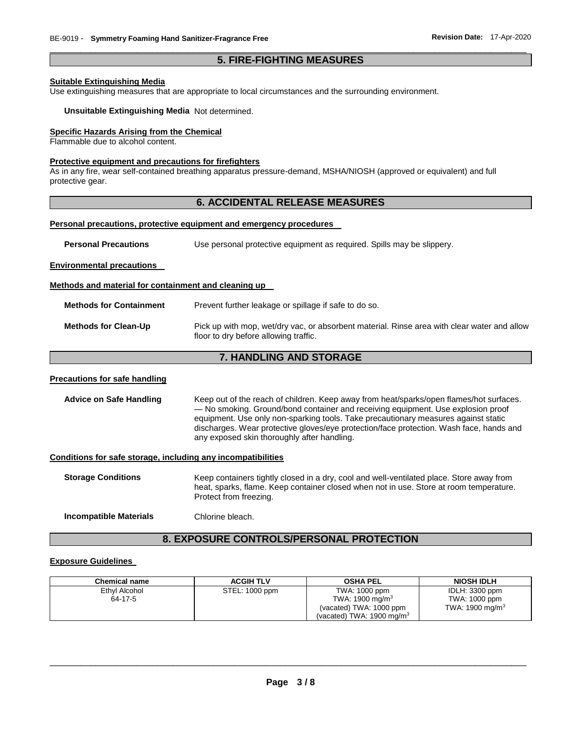## 5. FIRE-FIGHTING MEASURES

**Suitable Extinguishing Media**

Use extinguishing measures that are appropriate to local circumstances and the surrounding environment.

**Unsuitable Extinguishing Media** Not determined.

**Specific Hazards Arising from the Chemical**

Flammable due to alcohol content.

**Protective equipment and precautions for firefighters**

As in any fire, wear self-contained breathing apparatus pressure-demand, MSHA/NIOSH (approved or equivalent) and full protective gear.

## 6. ACCIDENTAL RELEASE MEASURES

**Personal precautions, protective equipment and emergency procedures**

**Personal Precautions** Use personal protective equipment as required. Spills may be slippery.

**Environmental precautions**

**Methods and material for containment and cleaning up**

**Methods for Containment** Prevent further leakage or spillage if safe to do so.

**Methods for Clean-Up** Pick up with mop, wet/dry vac, or absorbent material. Rinse area with clear water and allow floor to dry before allowing traffic.

## 7. HANDLING AND STORAGE

**Precautions for safe handling**

**Advice on Safe Handling** Keep out of the reach of children. Keep away from heat/sparks/open flames/hot surfaces. — No smoking. Ground/bond container and receiving equipment. Use explosion proof equipment. Use only non-sparking tools. Take precautionary measures against static discharges. Wear protective gloves/eye protection/face protection. Wash face, hands and any exposed skin thoroughly after handling.

**Conditions for safe storage, including any incompatibilities**

**Storage Conditions** Keep containers tightly closed in a dry, cool and well-ventilated place. Store away from heat, sparks, flame. Keep container closed when not in use. Store at room temperature. Protect from freezing.

**Incompatible Materials** Chlorine bleach.

## 8. EXPOSURE CONTROLS/PERSONAL PROTECTION

**Exposure Guidelines**

| Chemical name | ACGIH TLV | OSHA PEL | NIOSH IDLH |
|---|---|---|---|
| Ethyl Alcohol<br>64-17-5 | STEL: 1000 ppm | TWA: 1000 ppm<br>TWA: 1900 mg/m$^3$<br>(vacated) TWA: 1000 ppm<br>(vacated) TWA: 1900 mg/m$^3$ | IDLH: 3300 ppm<br>TWA: 1000 ppm<br>TWA: 1900 mg/m$^3$ |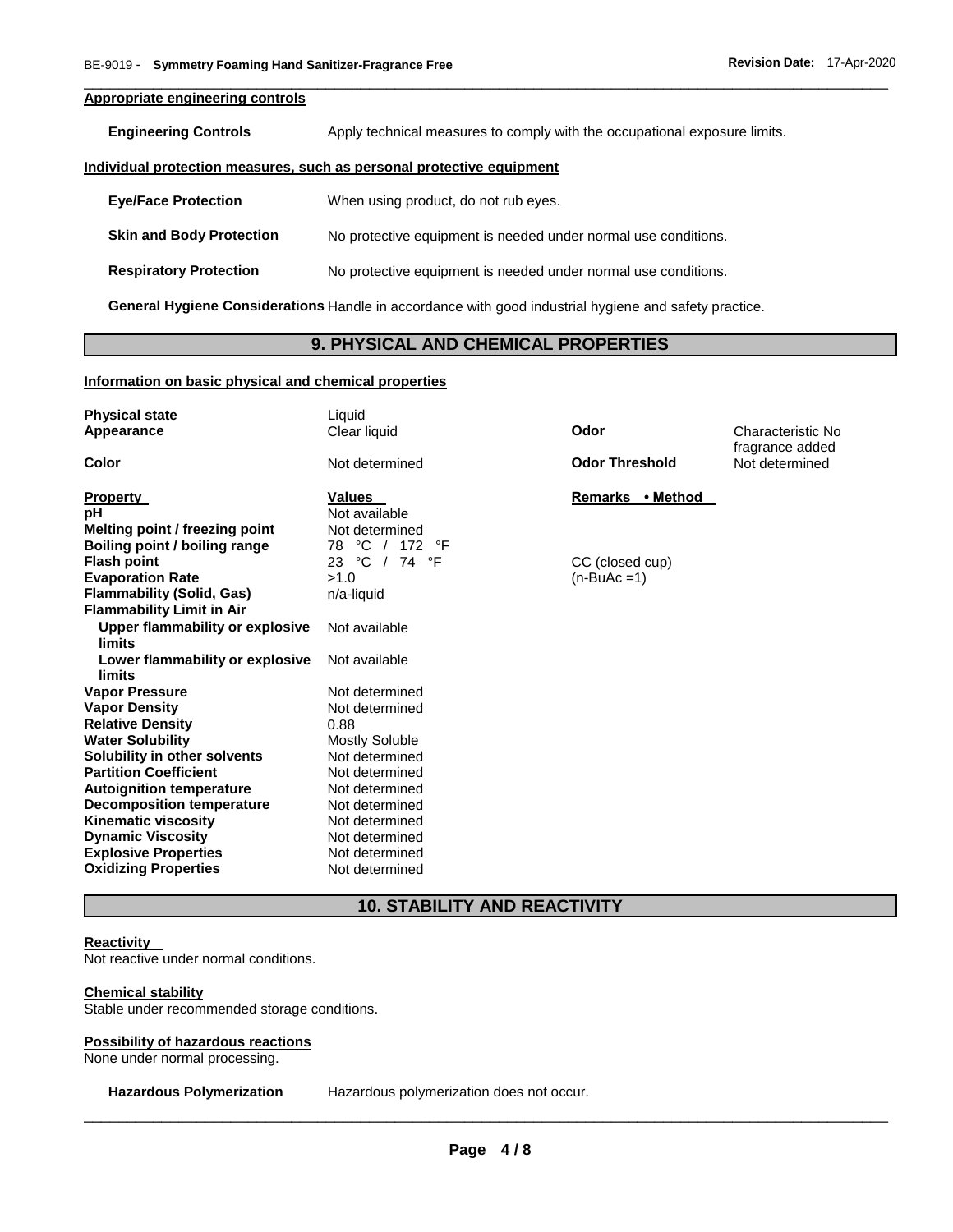**Appropriate engineering controls**

**Engineering Controls** Apply technical measures to comply with the occupational exposure limits.

**Individual protection measures, such as personal protective equipment**

**Eye/Face Protection** When using product, do not rub eyes.

**Skin and Body Protection** No protective equipment is needed under normal use conditions.

**Respiratory Protection** No protective equipment is needed under normal use conditions.

**General Hygiene Considerations** Handle in accordance with good industrial hygiene and safety practice.

## 9. PHYSICAL AND CHEMICAL PROPERTIES

**Information on basic physical and chemical properties**

| | | | |
|---|---|---|---|
| **Physical state** | Liquid | | |
| **Appearance** | Clear liquid | **Odor** | Characteristic No fragrance added |
| **Color** | Not determined | **Odor Threshold** | Not determined |

| **Property** | **Values** | **Remarks • Method** |
|---|---|---|
| **pH** | Not available | |
| **Melting point / freezing point** | Not determined | |
| **Boiling point / boiling range** | 78 °C / 172 °F | |
| **Flash point** | 23 °C / 74 °F | CC (closed cup) |
| **Evaporation Rate** | >1.0 | (n-BuAc =1) |
| **Flammability (Solid, Gas)** | n/a-liquid | |
| **Flammability Limit in Air** | | |
| **Upper flammability or explosive limits** | Not available | |
| **Lower flammability or explosive limits** | Not available | |
| **Vapor Pressure** | Not determined | |
| **Vapor Density** | Not determined | |
| **Relative Density** | 0.88 | |
| **Water Solubility** | Mostly Soluble | |
| **Solubility in other solvents** | Not determined | |
| **Partition Coefficient** | Not determined | |
| **Autoignition temperature** | Not determined | |
| **Decomposition temperature** | Not determined | |
| **Kinematic viscosity** | Not determined | |
| **Dynamic Viscosity** | Not determined | |
| **Explosive Properties** | Not determined | |
| **Oxidizing Properties** | Not determined | |

## 10. STABILITY AND REACTIVITY

**Reactivity**

Not reactive under normal conditions.

**Chemical stability**

Stable under recommended storage conditions.

**Possibility of hazardous reactions**

None under normal processing.

**Hazardous Polymerization** Hazardous polymerization does not occur.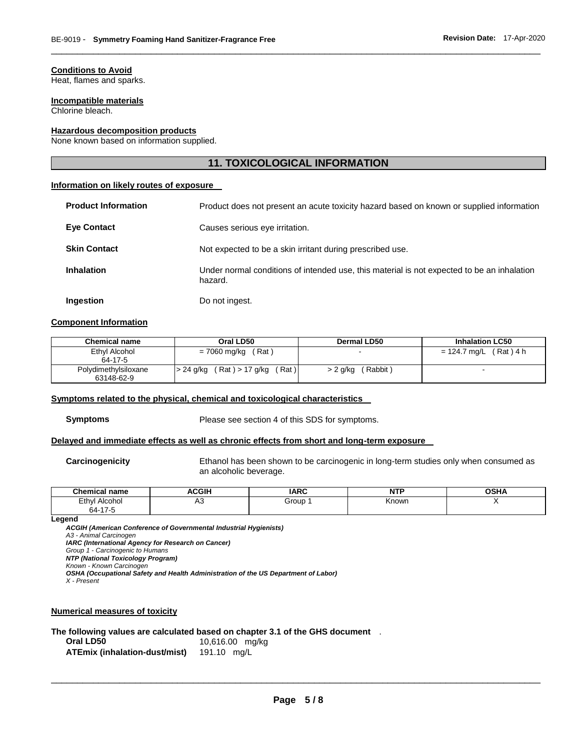**Conditions to Avoid**
Heat, flames and sparks.

**Incompatible materials**
Chlorine bleach.

**Hazardous decomposition products**
None known based on information supplied.

## 11. TOXICOLOGICAL INFORMATION

**Information on likely routes of exposure**

**Product Information** Product does not present an acute toxicity hazard based on known or supplied information

**Eye Contact** Causes serious eye irritation.

**Skin Contact** Not expected to be a skin irritant during prescribed use.

**Inhalation** Under normal conditions of intended use, this material is not expected to be an inhalation hazard.

**Ingestion** Do not ingest.

**Component Information**

| Chemical name | Oral LD50 | Dermal LD50 | Inhalation LC50 |
|---|---|---|---|
| Ethyl Alcohol 64-17-5 | = 7060 mg/kg ( Rat ) | - | = 124.7 mg/L ( Rat ) 4 h |
| Polydimethylsiloxane 63148-62-9 | > 24 g/kg ( Rat ) > 17 g/kg ( Rat ) | > 2 g/kg ( Rabbit ) | - |

**Symptoms related to the physical, chemical and toxicological characteristics**

**Symptoms** Please see section 4 of this SDS for symptoms.

**Delayed and immediate effects as well as chronic effects from short and long-term exposure**

**Carcinogenicity** Ethanol has been shown to be carcinogenic in long-term studies only when consumed as an alcoholic beverage.

| Chemical name | ACGIH | IARC | NTP | OSHA |
|---|---|---|---|---|
| Ethyl Alcohol 64-17-5 | A3 | Group 1 | Known | X |

**Legend**

***ACGIH (American Conference of Governmental Industrial Hygienists)***
*A3 - Animal Carcinogen*
***IARC (International Agency for Research on Cancer)***
*Group 1 - Carcinogenic to Humans*
***NTP (National Toxicology Program)***
*Known - Known Carcinogen*
***OSHA (Occupational Safety and Health Administration of the US Department of Labor)***
*X - Present*

**Numerical measures of toxicity**

**The following values are calculated based on chapter 3.1 of the GHS document** .

**Oral LD50** 10,616.00 mg/kg
**ATEmix (inhalation-dust/mist)** 191.10 mg/L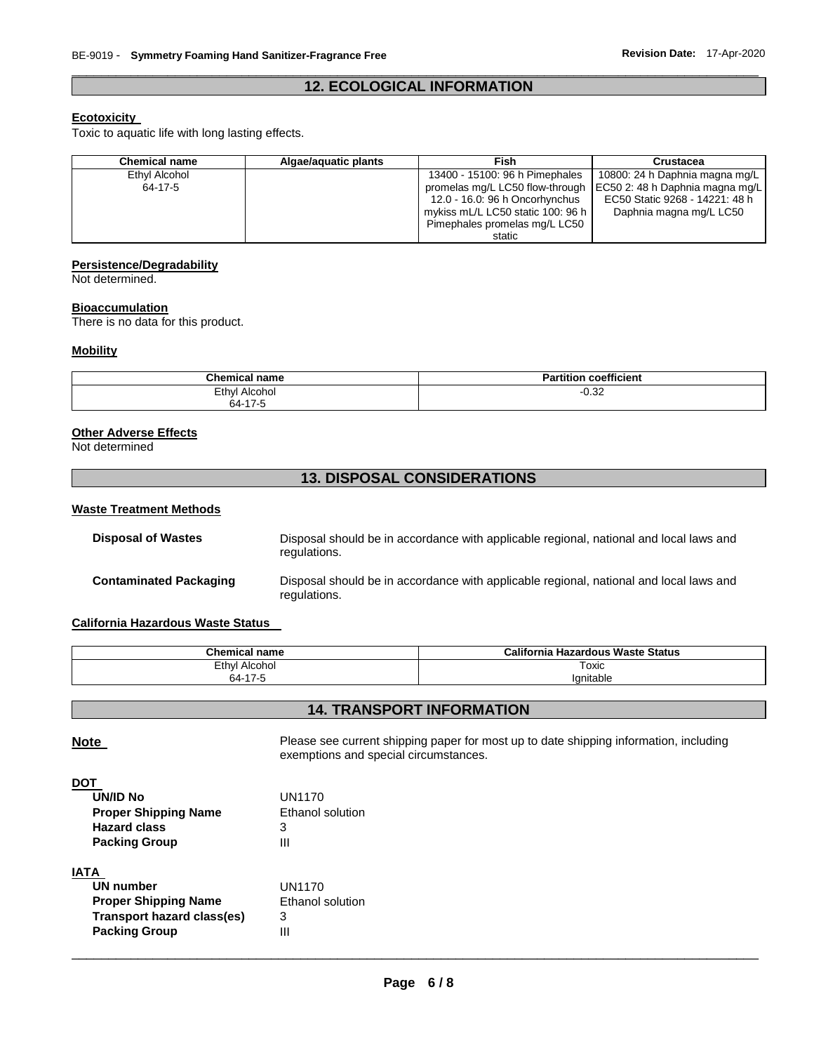## 12. ECOLOGICAL INFORMATION

**Ecotoxicity**

Toxic to aquatic life with long lasting effects.

| Chemical name | Algae/aquatic plants | Fish | Crustacea |
|---|---|---|---|
| Ethyl Alcohol 64-17-5 | | 13400 - 15100: 96 h Pimephales promelas mg/L LC50 flow-through 12.0 - 16.0: 96 h Oncorhynchus mykiss mL/L LC50 static 100: 96 h Pimephales promelas mg/L LC50 static | 10800: 24 h Daphnia magna mg/L EC50 2: 48 h Daphnia magna mg/L EC50 Static 9268 - 14221: 48 h Daphnia magna mg/L LC50 |

**Persistence/Degradability**

Not determined.

**Bioaccumulation**

There is no data for this product.

**Mobility**

| Chemical name | Partition coefficient |
|---|---|
| Ethyl Alcohol 64-17-5 | -0.32 |

**Other Adverse Effects**

Not determined

## 13. DISPOSAL CONSIDERATIONS

**Waste Treatment Methods**

**Disposal of Wastes** Disposal should be in accordance with applicable regional, national and local laws and regulations.

**Contaminated Packaging** Disposal should be in accordance with applicable regional, national and local laws and regulations.

**California Hazardous Waste Status**

| Chemical name | California Hazardous Waste Status |
|---|---|
| Ethyl Alcohol 64-17-5 | Toxic Ignitable |

## 14. TRANSPORT INFORMATION

**Note** Please see current shipping paper for most up to date shipping information, including exemptions and special circumstances.

**DOT**

**UN/ID No** UN1170
**Proper Shipping Name** Ethanol solution
**Hazard class** 3
**Packing Group** III

**IATA**

**UN number** UN1170
**Proper Shipping Name** Ethanol solution
**Transport hazard class(es)** 3
**Packing Group** III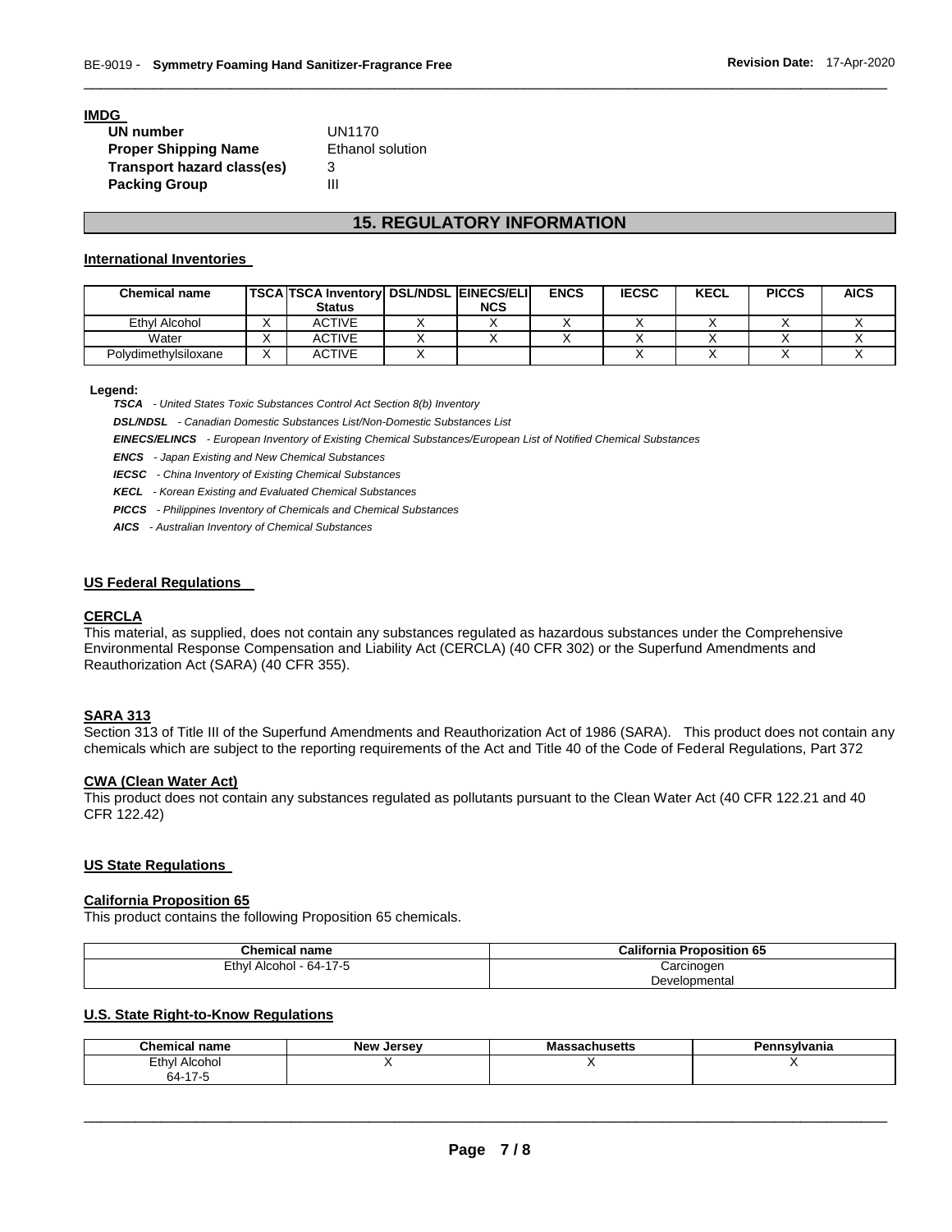**IMDG**

| | |
|---|---|
| **UN number** | UN1170 |
| **Proper Shipping Name** | Ethanol solution |
| **Transport hazard class(es)** | 3 |
| **Packing Group** | III |

## 15. REGULATORY INFORMATION

### International Inventories

| Chemical name | TSCA | TSCA Inventory Status | DSL/NDSL | EINECS/ELINCS | ENCS | IECSC | KECL | PICCS | AICS |
|---|---|---|---|---|---|---|---|---|---|
| Ethyl Alcohol | X | ACTIVE | X | X | X | X | X | X | X |
| Water | X | ACTIVE | X | X | X | X | X | X | X |
| Polydimethylsiloxane | X | ACTIVE | X | | | X | X | X | X |

**Legend:**

***TSCA*** *- United States Toxic Substances Control Act Section 8(b) Inventory*

***DSL/NDSL*** *- Canadian Domestic Substances List/Non-Domestic Substances List*

***EINECS/ELINCS*** *- European Inventory of Existing Chemical Substances/European List of Notified Chemical Substances*

***ENCS*** *- Japan Existing and New Chemical Substances*

***IECSC*** *- China Inventory of Existing Chemical Substances*

***KECL*** *- Korean Existing and Evaluated Chemical Substances*

***PICCS*** *- Philippines Inventory of Chemicals and Chemical Substances*

***AICS*** *- Australian Inventory of Chemical Substances*

### US Federal Regulations

#### CERCLA

This material, as supplied, does not contain any substances regulated as hazardous substances under the Comprehensive Environmental Response Compensation and Liability Act (CERCLA) (40 CFR 302) or the Superfund Amendments and Reauthorization Act (SARA) (40 CFR 355).

#### SARA 313

Section 313 of Title III of the Superfund Amendments and Reauthorization Act of 1986 (SARA). This product does not contain any chemicals which are subject to the reporting requirements of the Act and Title 40 of the Code of Federal Regulations, Part 372

#### CWA (Clean Water Act)

This product does not contain any substances regulated as pollutants pursuant to the Clean Water Act (40 CFR 122.21 and 40 CFR 122.42)

### US State Regulations

#### California Proposition 65

This product contains the following Proposition 65 chemicals.

| Chemical name | California Proposition 65 |
|---|---|
| Ethyl Alcohol - 64-17-5 | Carcinogen<br>Developmental |

### U.S. State Right-to-Know Regulations

| Chemical name | New Jersey | Massachusetts | Pennsylvania |
|---|---|---|---|
| Ethyl Alcohol<br>64-17-5 | X | X | X |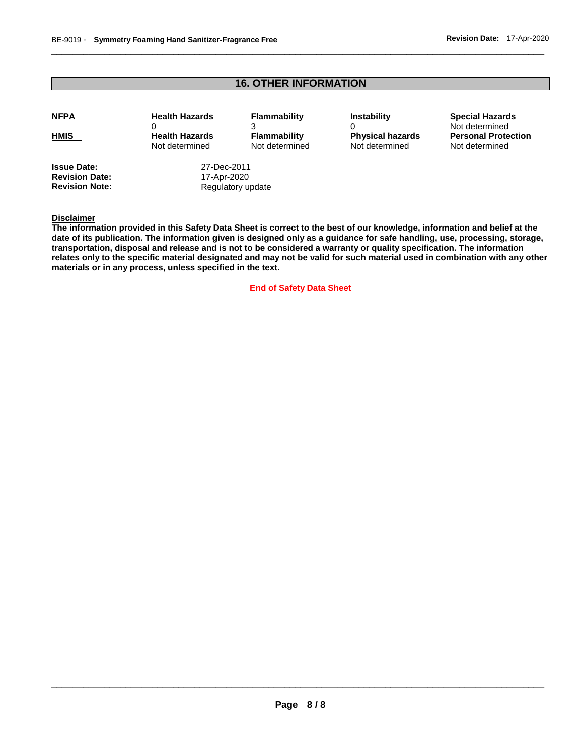## 16. OTHER INFORMATION

| | | | | |
|---|---|---|---|---|
| **NFPA** | **Health Hazards** 0 | **Flammability** 3 | **Instability** 0 | **Special Hazards** Not determined |
| **HMIS** | **Health Hazards** Not determined | **Flammability** Not determined | **Physical hazards** Not determined | **Personal Protection** Not determined |

**Issue Date:** 27-Dec-2011
**Revision Date:** 17-Apr-2020
**Revision Note:** Regulatory update

**Disclaimer**
**The information provided in this Safety Data Sheet is correct to the best of our knowledge, information and belief at the date of its publication. The information given is designed only as a guidance for safe handling, use, processing, storage, transportation, disposal and release and is not to be considered a warranty or quality specification. The information relates only to the specific material designated and may not be valid for such material used in combination with any other materials or in any process, unless specified in the text.**

**End of Safety Data Sheet**